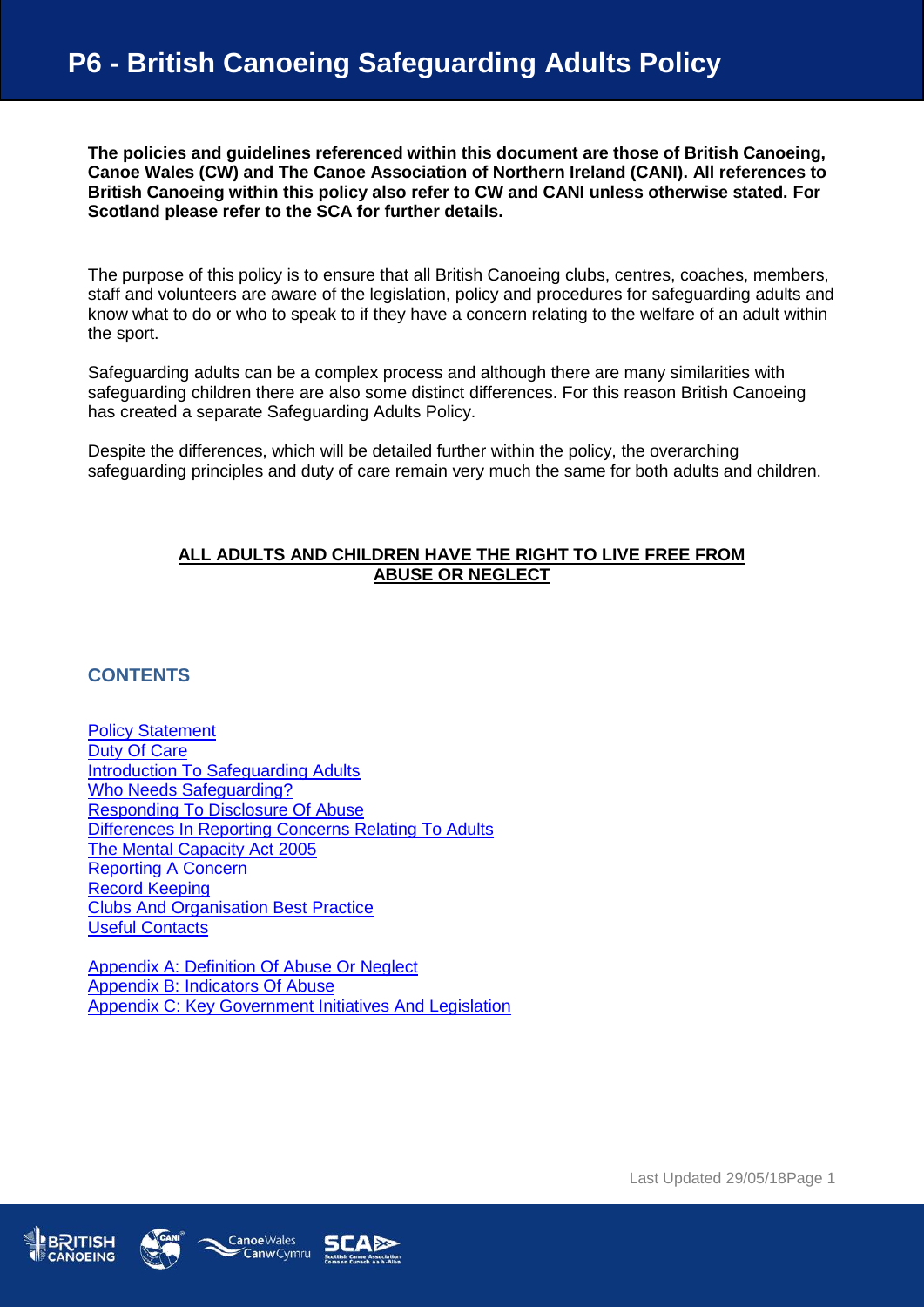# P6 - British Canoeing Safeguarding Adults Policy

**The policies and guidelines referenced within this document are those of British Canoeing, Canoe Wales (CW) and The Canoe Association of Northern Ireland (CANI). All references to British Canoeing within this policy also refer to CW and CANI unless otherwise stated. For Scotland please refer to the SCA for further details.**

The purpose of this policy is to ensure that all British Canoeing clubs, centres, coaches, members, staff and volunteers are aware of the legislation, policy and procedures for safeguarding adults and know what to do or who to speak to if they have a concern relating to the welfare of an adult within the sport.

Safeguarding adults can be a complex process and although there are many similarities with safeguarding children there are also some distinct differences. For this reason British Canoeing has created a separate Safeguarding Adults Policy.

Despite the differences, which will be detailed further within the policy, the overarching safeguarding principles and duty of care remain very much the same for both adults and children.

**ALL ADULTS AND CHILDREN HAVE THE RIGHT TO LIVE FREE FROM ABUSE OR NEGLECT**

## CONTENTS

Policy Statement
Duty Of Care
Introduction To Safeguarding Adults
Who Needs Safeguarding?
Responding To Disclosure Of Abuse
Differences In Reporting Concerns Relating To Adults
The Mental Capacity Act 2005
Reporting A Concern
Record Keeping
Clubs And Organisation Best Practice
Useful Contacts

Appendix A: Definition Of Abuse Or Neglect
Appendix B: Indicators Of Abuse
Appendix C: Key Government Initiatives And Legislation

Last Updated 29/05/18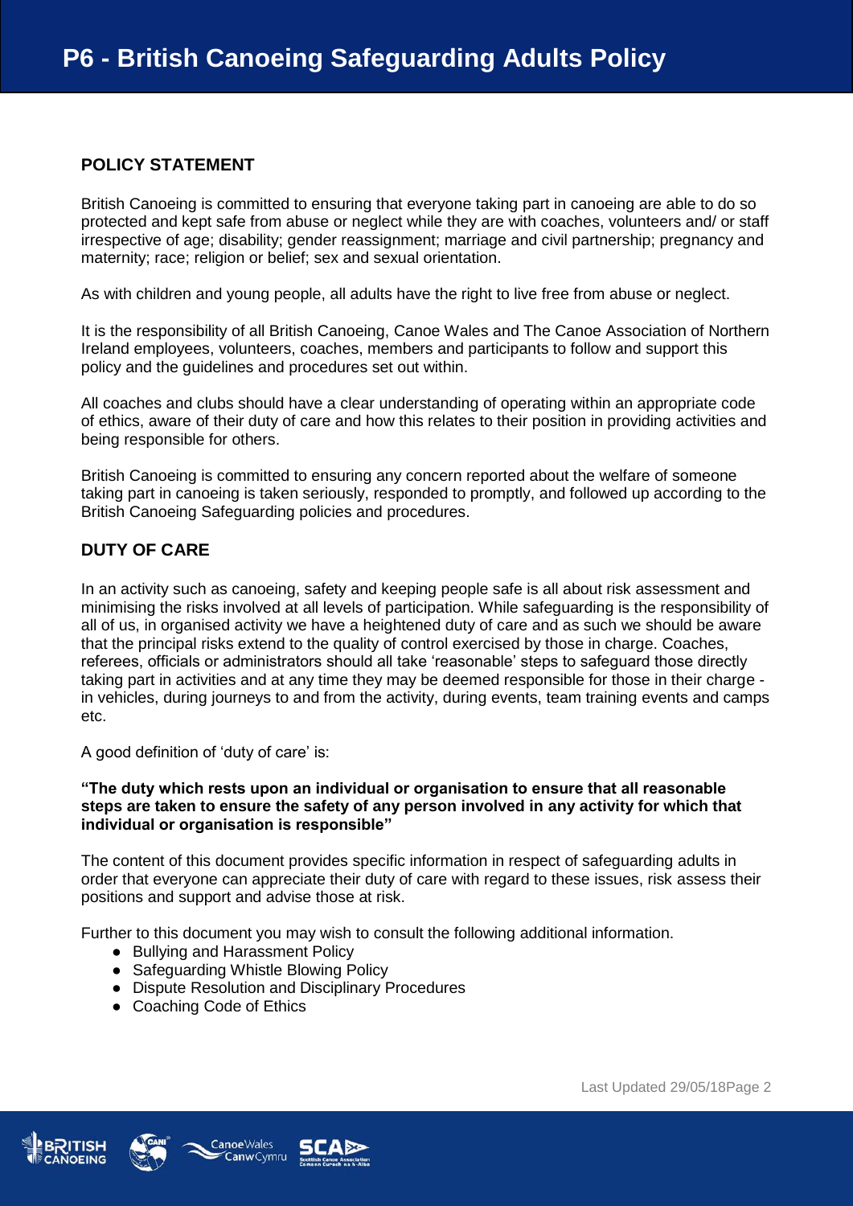# P6 - British Canoeing Safeguarding Adults Policy

## POLICY STATEMENT

British Canoeing is committed to ensuring that everyone taking part in canoeing are able to do so protected and kept safe from abuse or neglect while they are with coaches, volunteers and/ or staff irrespective of age; disability; gender reassignment; marriage and civil partnership; pregnancy and maternity; race; religion or belief; sex and sexual orientation.

As with children and young people, all adults have the right to live free from abuse or neglect.

It is the responsibility of all British Canoeing, Canoe Wales and The Canoe Association of Northern Ireland employees, volunteers, coaches, members and participants to follow and support this policy and the guidelines and procedures set out within.

All coaches and clubs should have a clear understanding of operating within an appropriate code of ethics, aware of their duty of care and how this relates to their position in providing activities and being responsible for others.

British Canoeing is committed to ensuring any concern reported about the welfare of someone taking part in canoeing is taken seriously, responded to promptly, and followed up according to the British Canoeing Safeguarding policies and procedures.

## DUTY OF CARE

In an activity such as canoeing, safety and keeping people safe is all about risk assessment and minimising the risks involved at all levels of participation. While safeguarding is the responsibility of all of us, in organised activity we have a heightened duty of care and as such we should be aware that the principal risks extend to the quality of control exercised by those in charge. Coaches, referees, officials or administrators should all take 'reasonable' steps to safeguard those directly taking part in activities and at any time they may be deemed responsible for those in their charge - in vehicles, during journeys to and from the activity, during events, team training events and camps etc.

A good definition of 'duty of care' is:

**"The duty which rests upon an individual or organisation to ensure that all reasonable steps are taken to ensure the safety of any person involved in any activity for which that individual or organisation is responsible"**

The content of this document provides specific information in respect of safeguarding adults in order that everyone can appreciate their duty of care with regard to these issues, risk assess their positions and support and advise those at risk.

Further to this document you may wish to consult the following additional information.

- Bullying and Harassment Policy
- Safeguarding Whistle Blowing Policy
- Dispute Resolution and Disciplinary Procedures
- Coaching Code of Ethics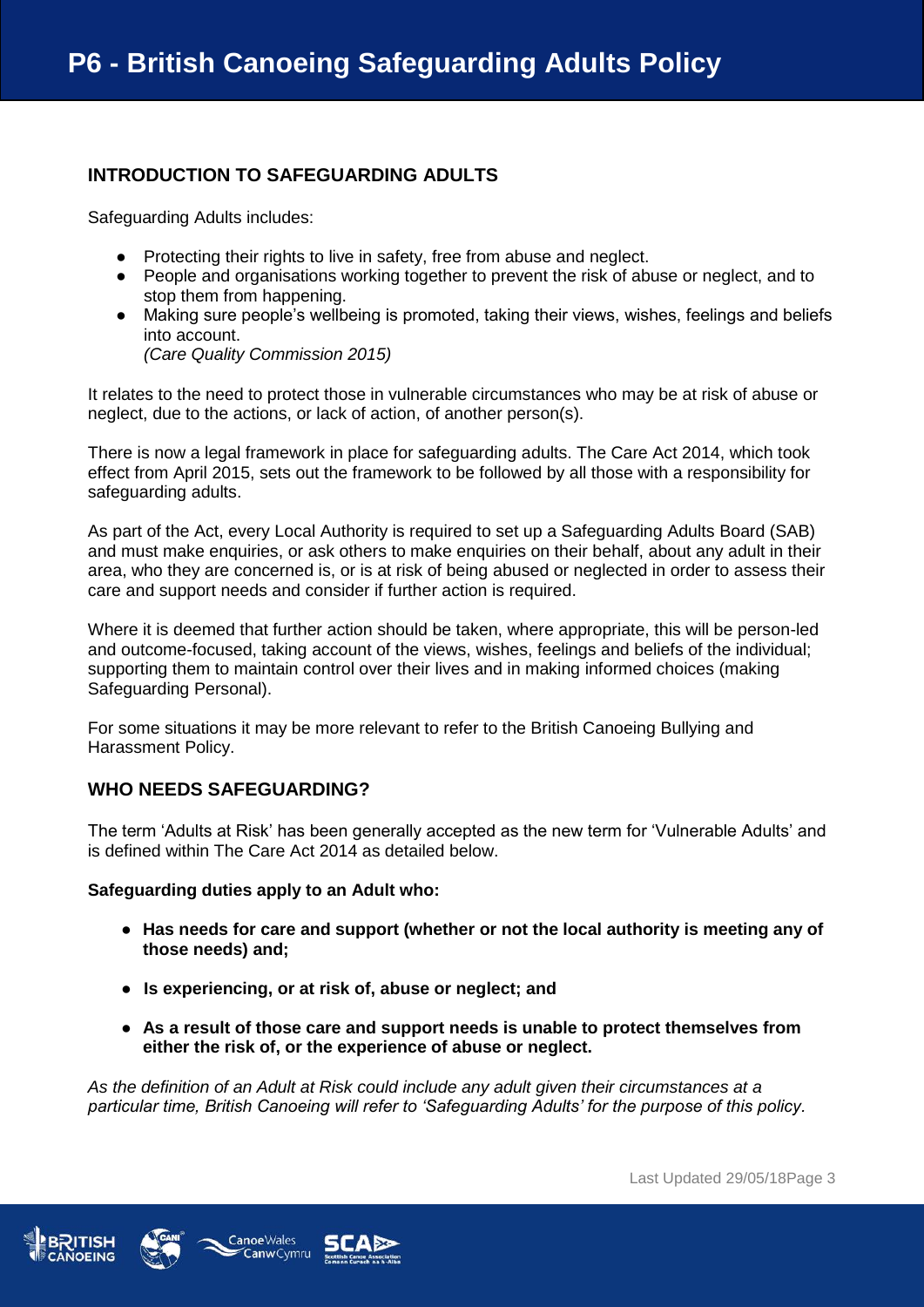# P6 - British Canoeing Safeguarding Adults Policy

## INTRODUCTION TO SAFEGUARDING ADULTS

Safeguarding Adults includes:

- Protecting their rights to live in safety, free from abuse and neglect.
- People and organisations working together to prevent the risk of abuse or neglect, and to stop them from happening.
- Making sure people's wellbeing is promoted, taking their views, wishes, feelings and beliefs into account.
  *(Care Quality Commission 2015)*

It relates to the need to protect those in vulnerable circumstances who may be at risk of abuse or neglect, due to the actions, or lack of action, of another person(s).

There is now a legal framework in place for safeguarding adults. The Care Act 2014, which took effect from April 2015, sets out the framework to be followed by all those with a responsibility for safeguarding adults.

As part of the Act, every Local Authority is required to set up a Safeguarding Adults Board (SAB) and must make enquiries, or ask others to make enquiries on their behalf, about any adult in their area, who they are concerned is, or is at risk of being abused or neglected in order to assess their care and support needs and consider if further action is required.

Where it is deemed that further action should be taken, where appropriate, this will be person-led and outcome-focused, taking account of the views, wishes, feelings and beliefs of the individual; supporting them to maintain control over their lives and in making informed choices (making Safeguarding Personal).

For some situations it may be more relevant to refer to the British Canoeing Bullying and Harassment Policy.

## WHO NEEDS SAFEGUARDING?

The term 'Adults at Risk' has been generally accepted as the new term for 'Vulnerable Adults' and is defined within The Care Act 2014 as detailed below.

**Safeguarding duties apply to an Adult who:**

- **Has needs for care and support (whether or not the local authority is meeting any of those needs) and;**
- **Is experiencing, or at risk of, abuse or neglect; and**
- **As a result of those care and support needs is unable to protect themselves from either the risk of, or the experience of abuse or neglect.**

*As the definition of an Adult at Risk could include any adult given their circumstances at a particular time, British Canoeing will refer to 'Safeguarding Adults' for the purpose of this policy.*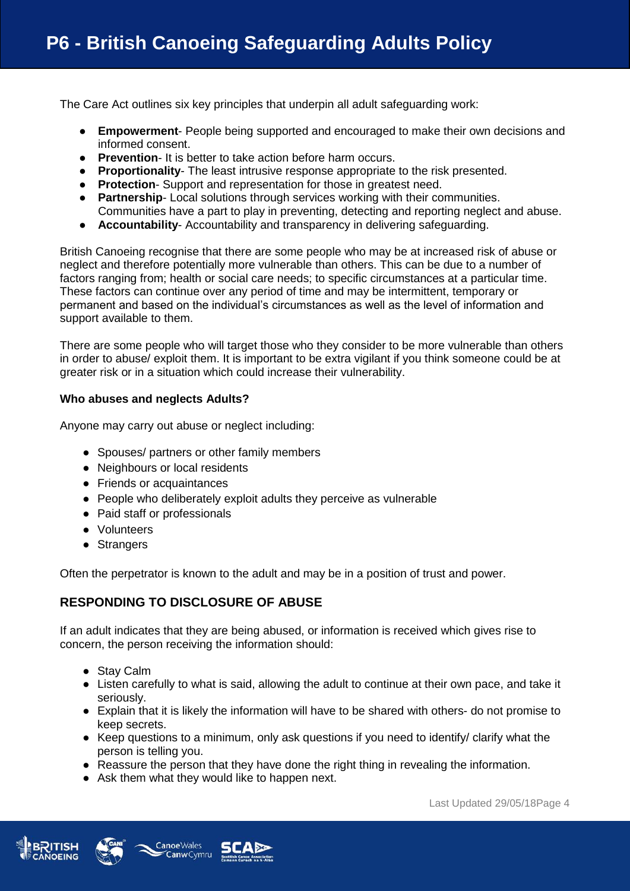The Care Act outlines six key principles that underpin all adult safeguarding work:

- **Empowerment**- People being supported and encouraged to make their own decisions and informed consent.
- **Prevention**- It is better to take action before harm occurs.
- **Proportionality**- The least intrusive response appropriate to the risk presented.
- **Protection**- Support and representation for those in greatest need.
- **Partnership**- Local solutions through services working with their communities. Communities have a part to play in preventing, detecting and reporting neglect and abuse.
- **Accountability**- Accountability and transparency in delivering safeguarding.

British Canoeing recognise that there are some people who may be at increased risk of abuse or neglect and therefore potentially more vulnerable than others. This can be due to a number of factors ranging from; health or social care needs; to specific circumstances at a particular time. These factors can continue over any period of time and may be intermittent, temporary or permanent and based on the individual's circumstances as well as the level of information and support available to them.

There are some people who will target those who they consider to be more vulnerable than others in order to abuse/ exploit them. It is important to be extra vigilant if you think someone could be at greater risk or in a situation which could increase their vulnerability.

**Who abuses and neglects Adults?**

Anyone may carry out abuse or neglect including:

- Spouses/ partners or other family members
- Neighbours or local residents
- Friends or acquaintances
- People who deliberately exploit adults they perceive as vulnerable
- Paid staff or professionals
- Volunteers
- Strangers

Often the perpetrator is known to the adult and may be in a position of trust and power.

## RESPONDING TO DISCLOSURE OF ABUSE

If an adult indicates that they are being abused, or information is received which gives rise to concern, the person receiving the information should:

- Stay Calm
- Listen carefully to what is said, allowing the adult to continue at their own pace, and take it seriously.
- Explain that it is likely the information will have to be shared with others- do not promise to keep secrets.
- Keep questions to a minimum, only ask questions if you need to identify/ clarify what the person is telling you.
- Reassure the person that they have done the right thing in revealing the information.
- Ask them what they would like to happen next.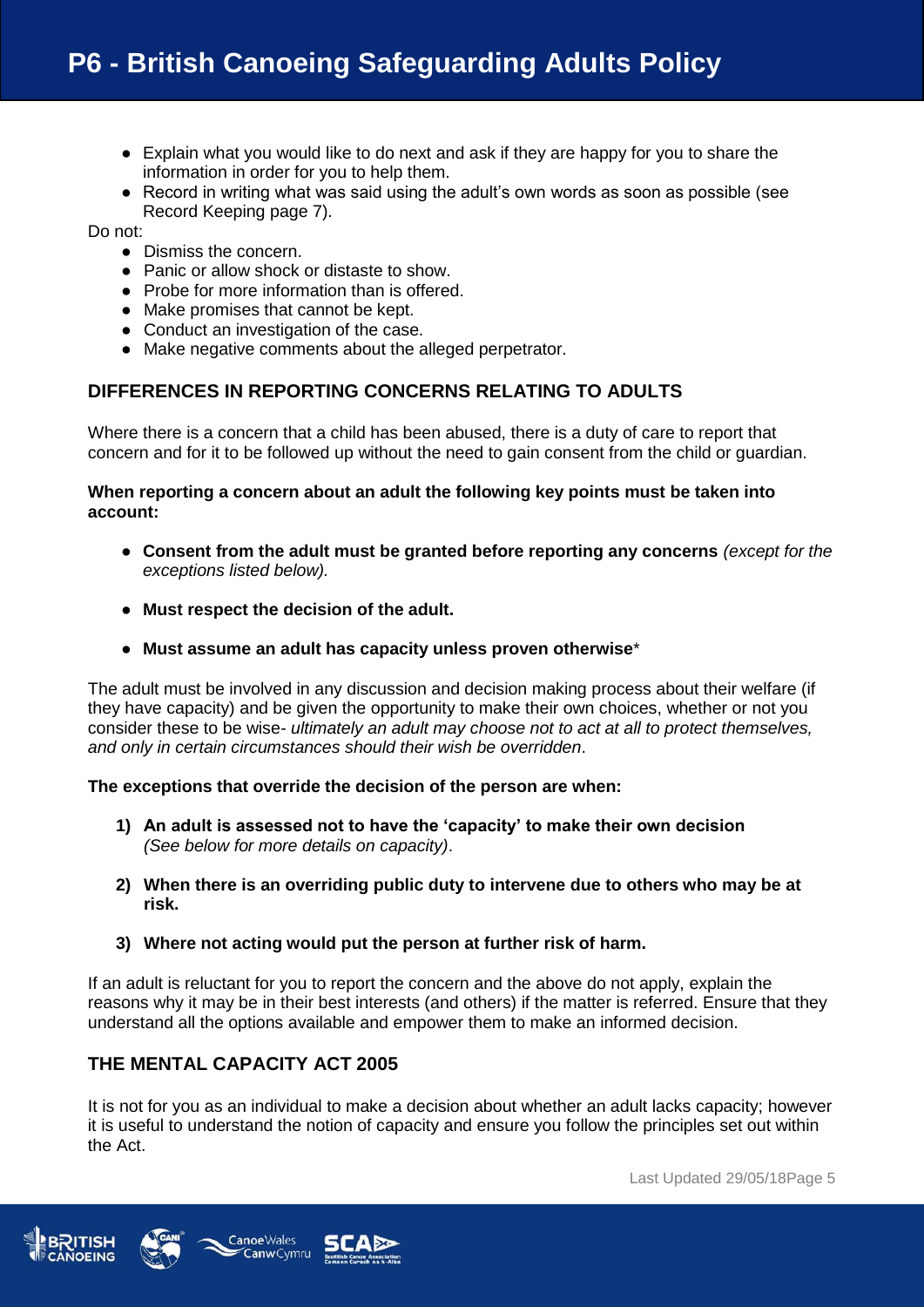- Explain what you would like to do next and ask if they are happy for you to share the information in order for you to help them.
- Record in writing what was said using the adult's own words as soon as possible (see Record Keeping page 7).

Do not:

- Dismiss the concern.
- Panic or allow shock or distaste to show.
- Probe for more information than is offered.
- Make promises that cannot be kept.
- Conduct an investigation of the case.
- Make negative comments about the alleged perpetrator.

## DIFFERENCES IN REPORTING CONCERNS RELATING TO ADULTS

Where there is a concern that a child has been abused, there is a duty of care to report that concern and for it to be followed up without the need to gain consent from the child or guardian.

**When reporting a concern about an adult the following key points must be taken into account:**

- **Consent from the adult must be granted before reporting any concerns** *(except for the exceptions listed below).*
- **Must respect the decision of the adult.**
- **Must assume an adult has capacity unless proven otherwise***

The adult must be involved in any discussion and decision making process about their welfare (if they have capacity) and be given the opportunity to make their own choices, whether or not you consider these to be wise- *ultimately an adult may choose not to act at all to protect themselves, and only in certain circumstances should their wish be overridden*.

**The exceptions that override the decision of the person are when:**

1) **An adult is assessed not to have the 'capacity' to make their own decision** *(See below for more details on capacity)*.
2) **When there is an overriding public duty to intervene due to others who may be at risk.**
3) **Where not acting would put the person at further risk of harm.**

If an adult is reluctant for you to report the concern and the above do not apply, explain the reasons why it may be in their best interests (and others) if the matter is referred. Ensure that they understand all the options available and empower them to make an informed decision.

## THE MENTAL CAPACITY ACT 2005

It is not for you as an individual to make a decision about whether an adult lacks capacity; however it is useful to understand the notion of capacity and ensure you follow the principles set out within the Act.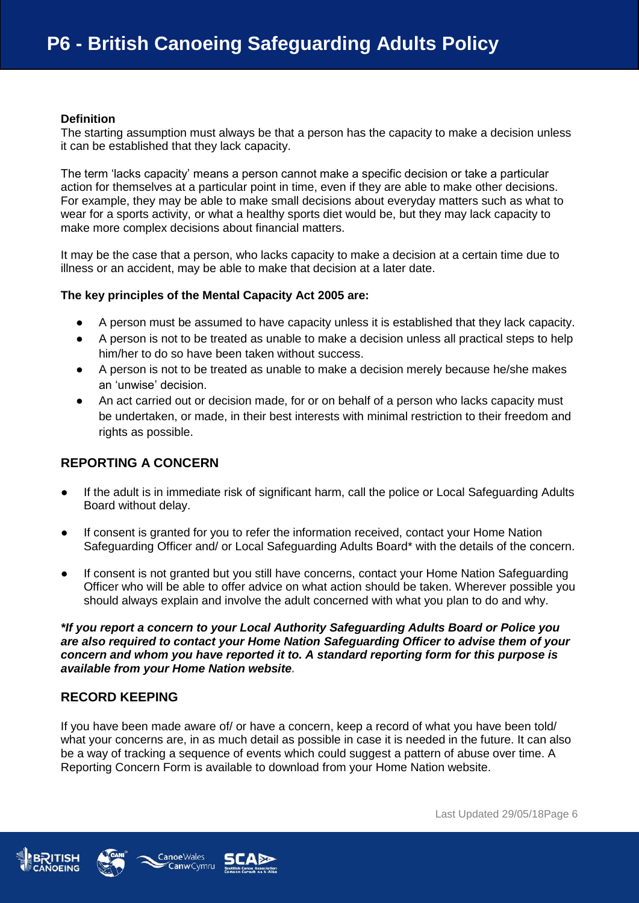**Definition**

The starting assumption must always be that a person has the capacity to make a decision unless it can be established that they lack capacity.

The term 'lacks capacity' means a person cannot make a specific decision or take a particular action for themselves at a particular point in time, even if they are able to make other decisions. For example, they may be able to make small decisions about everyday matters such as what to wear for a sports activity, or what a healthy sports diet would be, but they may lack capacity to make more complex decisions about financial matters.

It may be the case that a person, who lacks capacity to make a decision at a certain time due to illness or an accident, may be able to make that decision at a later date.

**The key principles of the Mental Capacity Act 2005 are:**

- A person must be assumed to have capacity unless it is established that they lack capacity.
- A person is not to be treated as unable to make a decision unless all practical steps to help him/her to do so have been taken without success.
- A person is not to be treated as unable to make a decision merely because he/she makes an 'unwise' decision.
- An act carried out or decision made, for or on behalf of a person who lacks capacity must be undertaken, or made, in their best interests with minimal restriction to their freedom and rights as possible.

## REPORTING A CONCERN

- If the adult is in immediate risk of significant harm, call the police or Local Safeguarding Adults Board without delay.
- If consent is granted for you to refer the information received, contact your Home Nation Safeguarding Officer and/ or Local Safeguarding Adults Board* with the details of the concern.
- If consent is not granted but you still have concerns, contact your Home Nation Safeguarding Officer who will be able to offer advice on what action should be taken. Wherever possible you should always explain and involve the adult concerned with what you plan to do and why.

***If you report a concern to your Local Authority Safeguarding Adults Board or Police you are also required to contact your Home Nation Safeguarding Officer to advise them of your concern and whom you have reported it to. A standard reporting form for this purpose is available from your Home Nation website.***

## RECORD KEEPING

If you have been made aware of/ or have a concern, keep a record of what you have been told/ what your concerns are, in as much detail as possible in case it is needed in the future. It can also be a way of tracking a sequence of events which could suggest a pattern of abuse over time. A Reporting Concern Form is available to download from your Home Nation website.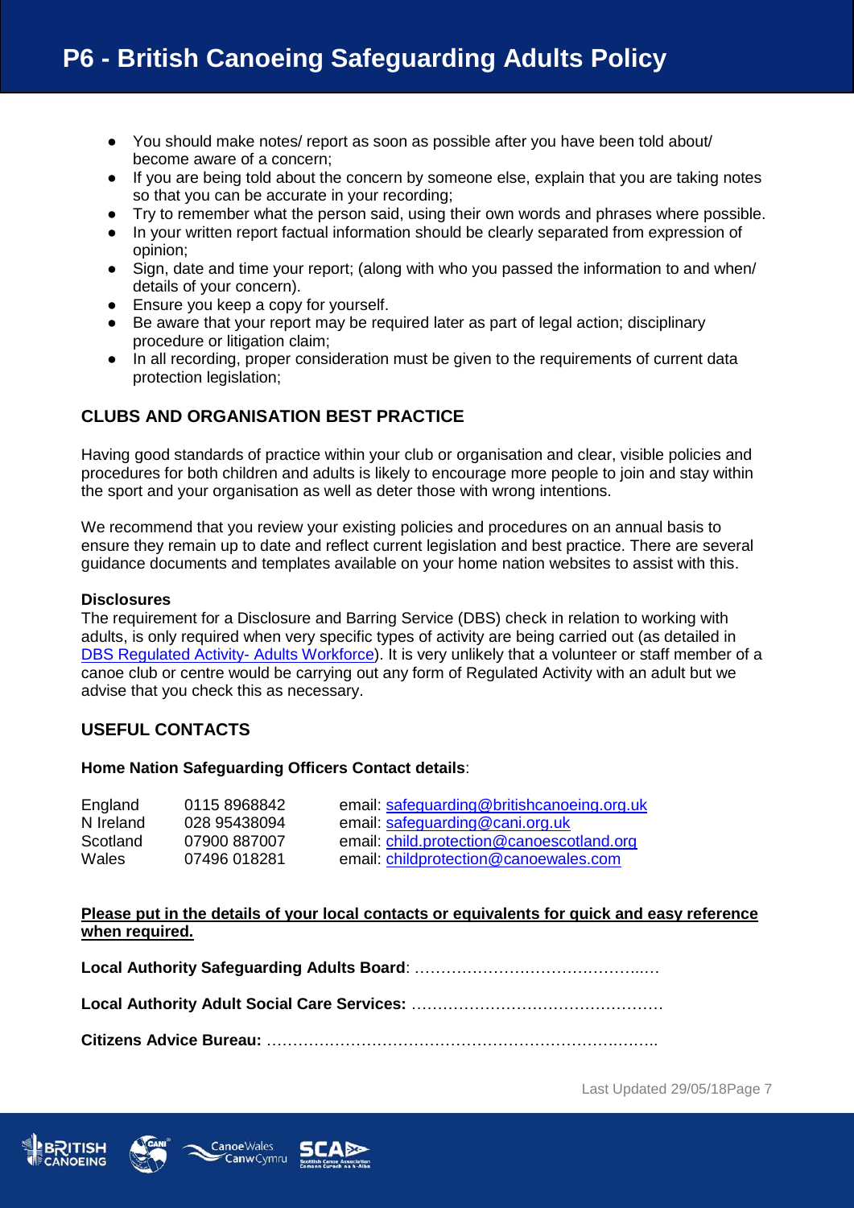- You should make notes/ report as soon as possible after you have been told about/ become aware of a concern;
- If you are being told about the concern by someone else, explain that you are taking notes so that you can be accurate in your recording;
- Try to remember what the person said, using their own words and phrases where possible.
- In your written report factual information should be clearly separated from expression of opinion;
- Sign, date and time your report; (along with who you passed the information to and when/ details of your concern).
- Ensure you keep a copy for yourself.
- Be aware that your report may be required later as part of legal action; disciplinary procedure or litigation claim;
- In all recording, proper consideration must be given to the requirements of current data protection legislation;

## CLUBS AND ORGANISATION BEST PRACTICE

Having good standards of practice within your club or organisation and clear, visible policies and procedures for both children and adults is likely to encourage more people to join and stay within the sport and your organisation as well as deter those with wrong intentions.

We recommend that you review your existing policies and procedures on an annual basis to ensure they remain up to date and reflect current legislation and best practice. There are several guidance documents and templates available on your home nation websites to assist with this.

### Disclosures

The requirement for a Disclosure and Barring Service (DBS) check in relation to working with adults, is only required when very specific types of activity are being carried out (as detailed in DBS Regulated Activity- Adults Workforce). It is very unlikely that a volunteer or staff member of a canoe club or centre would be carrying out any form of Regulated Activity with an adult but we advise that you check this as necessary.

## USEFUL CONTACTS

**Home Nation Safeguarding Officers Contact details**:

| | | |
|---|---|---|
| England | 0115 8968842 | email: safeguarding@britishcanoeing.org.uk |
| N Ireland | 028 95438094 | email: safeguarding@cani.org.uk |
| Scotland | 07900 887007 | email: child.protection@canoescotland.org |
| Wales | 07496 018281 | email: childprotection@canoewales.com |

**Please put in the details of your local contacts or equivalents for quick and easy reference when required.**

**Local Authority Safeguarding Adults Board**: ……………………………………..…

**Local Authority Adult Social Care Services:** …………………………………………

**Citizens Advice Bureau:** ………….……………………….……………….…….…….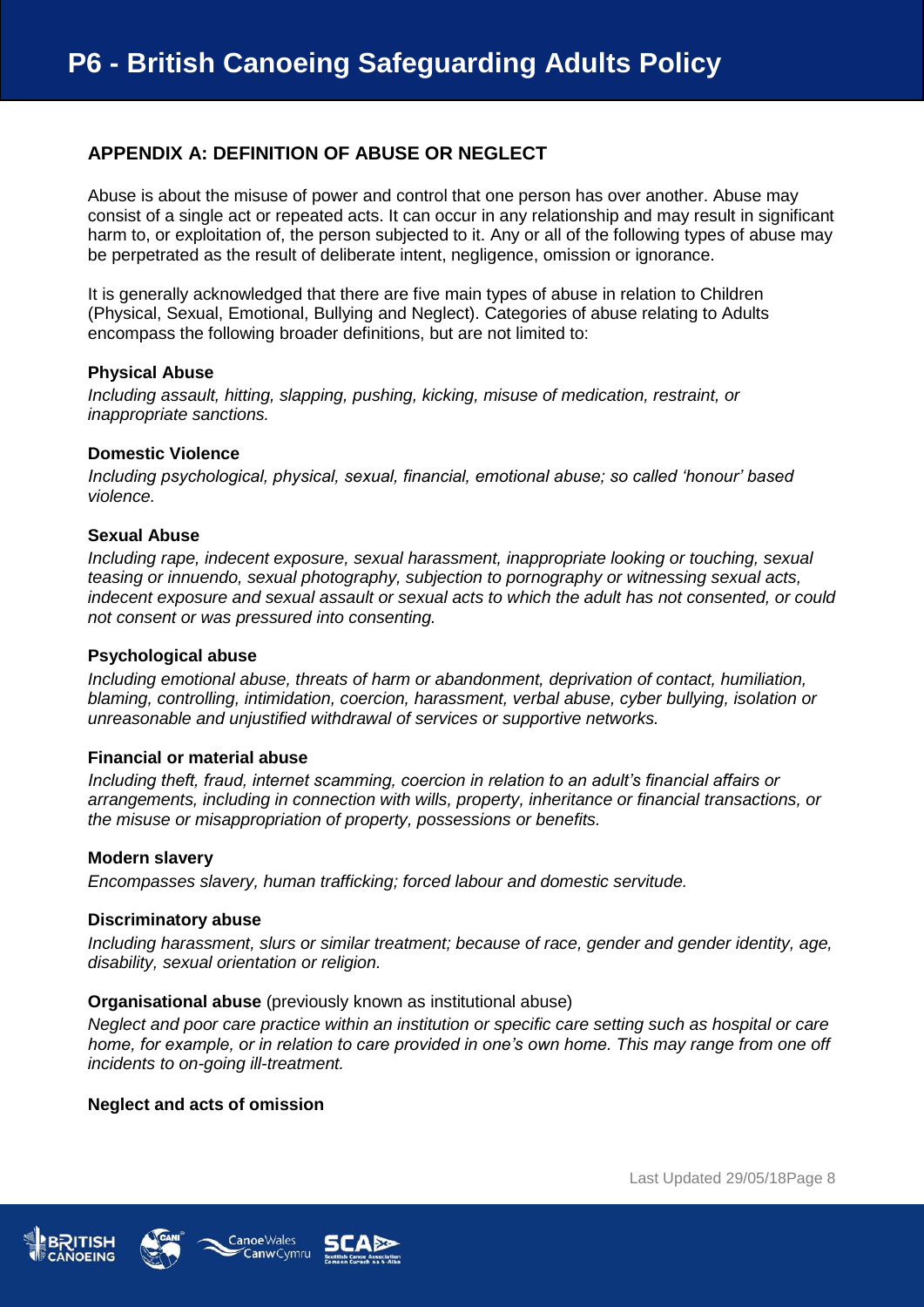## APPENDIX A: DEFINITION OF ABUSE OR NEGLECT

Abuse is about the misuse of power and control that one person has over another. Abuse may consist of a single act or repeated acts. It can occur in any relationship and may result in significant harm to, or exploitation of, the person subjected to it. Any or all of the following types of abuse may be perpetrated as the result of deliberate intent, negligence, omission or ignorance.

It is generally acknowledged that there are five main types of abuse in relation to Children (Physical, Sexual, Emotional, Bullying and Neglect). Categories of abuse relating to Adults encompass the following broader definitions, but are not limited to:

**Physical Abuse**

*Including assault, hitting, slapping, pushing, kicking, misuse of medication, restraint, or inappropriate sanctions.*

**Domestic Violence**

*Including psychological, physical, sexual, financial, emotional abuse; so called 'honour' based violence.*

**Sexual Abuse**

*Including rape, indecent exposure, sexual harassment, inappropriate looking or touching, sexual teasing or innuendo, sexual photography, subjection to pornography or witnessing sexual acts, indecent exposure and sexual assault or sexual acts to which the adult has not consented, or could not consent or was pressured into consenting.*

**Psychological abuse**

*Including emotional abuse, threats of harm or abandonment, deprivation of contact, humiliation, blaming, controlling, intimidation, coercion, harassment, verbal abuse, cyber bullying, isolation or unreasonable and unjustified withdrawal of services or supportive networks.*

**Financial or material abuse**

*Including theft, fraud, internet scamming, coercion in relation to an adult's financial affairs or arrangements, including in connection with wills, property, inheritance or financial transactions, or the misuse or misappropriation of property, possessions or benefits.*

**Modern slavery**

*Encompasses slavery, human trafficking; forced labour and domestic servitude.*

**Discriminatory abuse**

*Including harassment, slurs or similar treatment; because of race, gender and gender identity, age, disability, sexual orientation or religion.*

**Organisational abuse** (previously known as institutional abuse)

*Neglect and poor care practice within an institution or specific care setting such as hospital or care home, for example, or in relation to care provided in one's own home. This may range from one off incidents to on-going ill-treatment.*

**Neglect and acts of omission**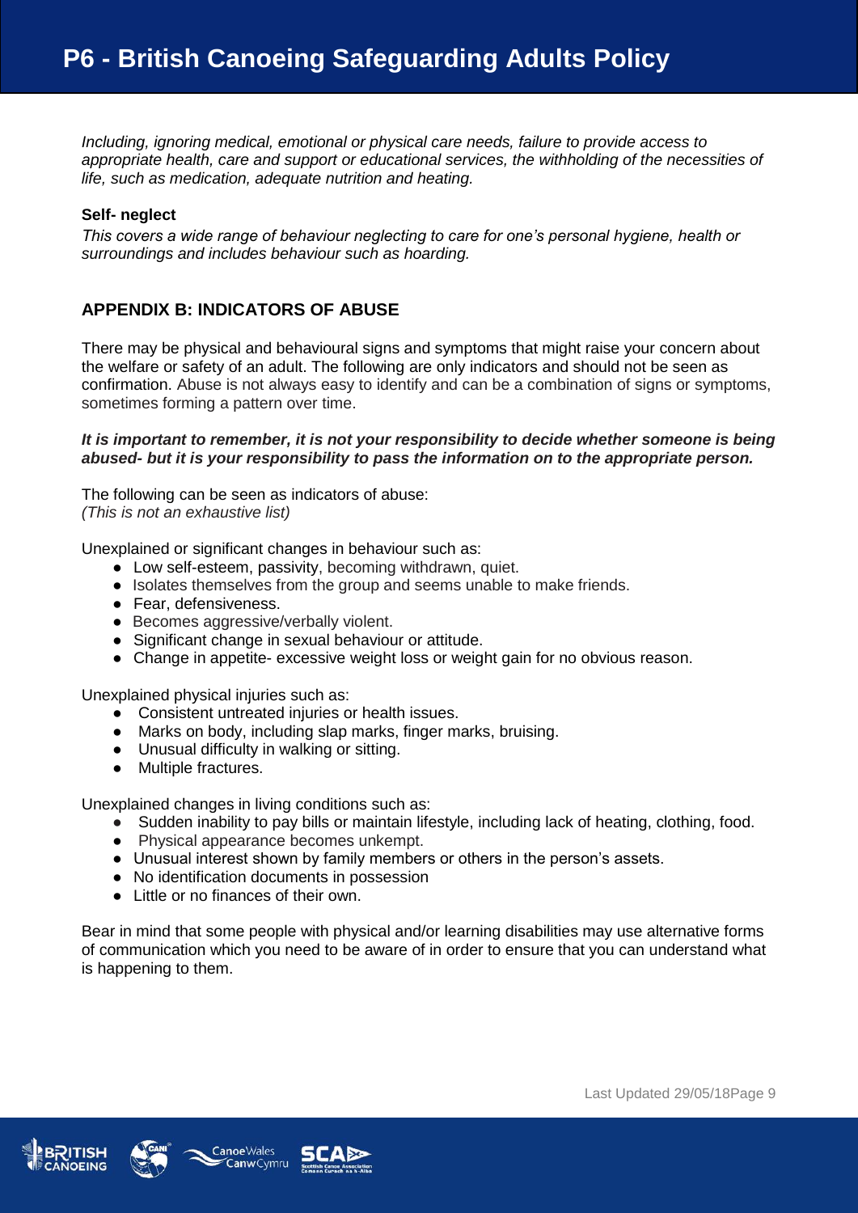*Including, ignoring medical, emotional or physical care needs, failure to provide access to appropriate health, care and support or educational services, the withholding of the necessities of life, such as medication, adequate nutrition and heating.*

**Self- neglect**

*This covers a wide range of behaviour neglecting to care for one's personal hygiene, health or surroundings and includes behaviour such as hoarding.*

## APPENDIX B: INDICATORS OF ABUSE

There may be physical and behavioural signs and symptoms that might raise your concern about the welfare or safety of an adult. The following are only indicators and should not be seen as confirmation. Abuse is not always easy to identify and can be a combination of signs or symptoms, sometimes forming a pattern over time.

***It is important to remember, it is not your responsibility to decide whether someone is being abused- but it is your responsibility to pass the information on to the appropriate person.***

The following can be seen as indicators of abuse:
*(This is not an exhaustive list)*

Unexplained or significant changes in behaviour such as:

- Low self-esteem, passivity, becoming withdrawn, quiet.
- Isolates themselves from the group and seems unable to make friends.
- Fear, defensiveness.
- Becomes aggressive/verbally violent.
- Significant change in sexual behaviour or attitude.
- Change in appetite- excessive weight loss or weight gain for no obvious reason.

Unexplained physical injuries such as:

- Consistent untreated injuries or health issues.
- Marks on body, including slap marks, finger marks, bruising.
- Unusual difficulty in walking or sitting.
- Multiple fractures.

Unexplained changes in living conditions such as:

- Sudden inability to pay bills or maintain lifestyle, including lack of heating, clothing, food.
- Physical appearance becomes unkempt.
- Unusual interest shown by family members or others in the person's assets.
- No identification documents in possession
- Little or no finances of their own.

Bear in mind that some people with physical and/or learning disabilities may use alternative forms of communication which you need to be aware of in order to ensure that you can understand what is happening to them.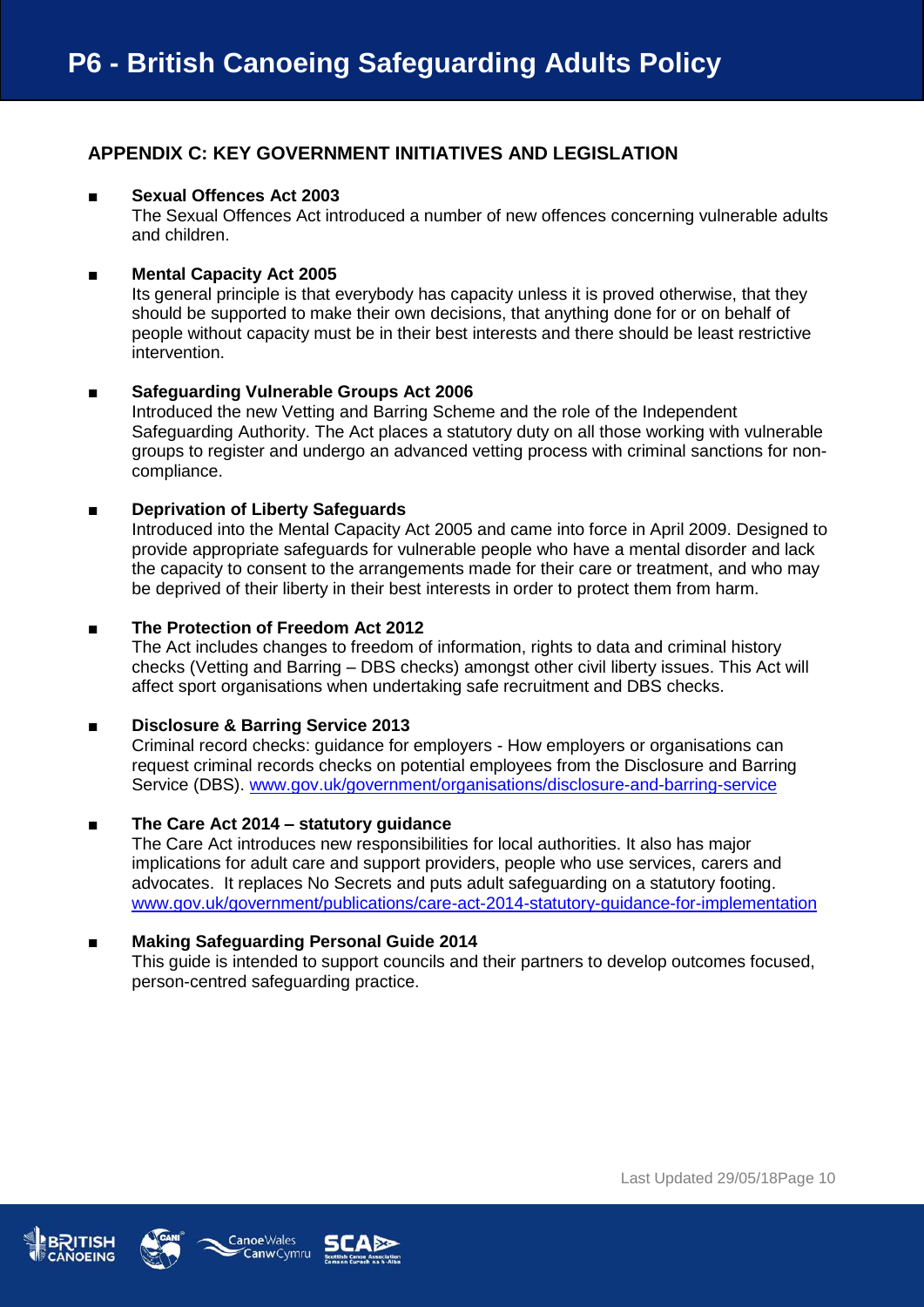## APPENDIX C: KEY GOVERNMENT INITIATIVES AND LEGISLATION

- **Sexual Offences Act 2003**
  The Sexual Offences Act introduced a number of new offences concerning vulnerable adults and children.

- **Mental Capacity Act 2005**
  Its general principle is that everybody has capacity unless it is proved otherwise, that they should be supported to make their own decisions, that anything done for or on behalf of people without capacity must be in their best interests and there should be least restrictive intervention.

- **Safeguarding Vulnerable Groups Act 2006**
  Introduced the new Vetting and Barring Scheme and the role of the Independent Safeguarding Authority. The Act places a statutory duty on all those working with vulnerable groups to register and undergo an advanced vetting process with criminal sanctions for non-compliance.

- **Deprivation of Liberty Safeguards**
  Introduced into the Mental Capacity Act 2005 and came into force in April 2009. Designed to provide appropriate safeguards for vulnerable people who have a mental disorder and lack the capacity to consent to the arrangements made for their care or treatment, and who may be deprived of their liberty in their best interests in order to protect them from harm.

- **The Protection of Freedom Act 2012**
  The Act includes changes to freedom of information, rights to data and criminal history checks (Vetting and Barring – DBS checks) amongst other civil liberty issues. This Act will affect sport organisations when undertaking safe recruitment and DBS checks.

- **Disclosure & Barring Service 2013**
  Criminal record checks: guidance for employers - How employers or organisations can request criminal records checks on potential employees from the Disclosure and Barring Service (DBS). www.gov.uk/government/organisations/disclosure-and-barring-service

- **The Care Act 2014 – statutory guidance**
  The Care Act introduces new responsibilities for local authorities. It also has major implications for adult care and support providers, people who use services, carers and advocates. It replaces No Secrets and puts adult safeguarding on a statutory footing.
  www.gov.uk/government/publications/care-act-2014-statutory-guidance-for-implementation

- **Making Safeguarding Personal Guide 2014**
  This guide is intended to support councils and their partners to develop outcomes focused, person-centred safeguarding practice.